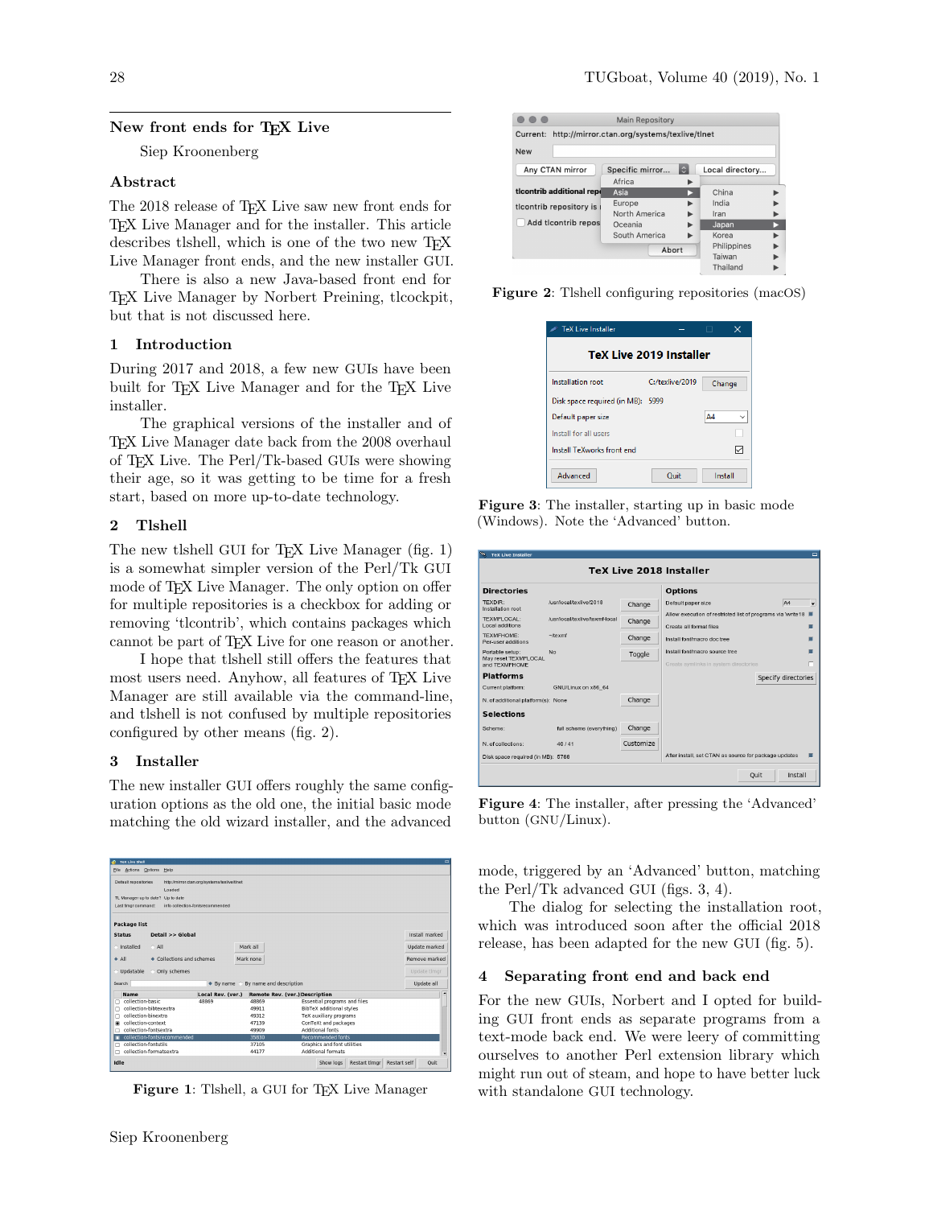## New front ends for TEX Live

Siep Kroonenberg

### Abstract

The 2018 release of TEX Live saw new front ends for TEX Live Manager and for the installer. This article describes tlshell, which is one of the two new TEX Live Manager front ends, and the new installer GUI.

There is also a new Java-based front end for TEX Live Manager by Norbert Preining, tlcockpit, but that is not discussed here.

### 1 Introduction

During 2017 and 2018, a few new GUIs have been built for TEX Live Manager and for the TEX Live installer.

The graphical versions of the installer and of TEX Live Manager date back from the 2008 overhaul of TEX Live. The Perl/Tk-based GUIs were showing their age, so it was getting to be time for a fresh start, based on more up-to-date technology.

### 2 Tlshell

The new tlshell GUI for TEX Live Manager (fig. 1) is a somewhat simpler version of the Perl/Tk GUI mode of TEX Live Manager. The only option on offer for multiple repositories is a checkbox for adding or removing 'tlcontrib', which contains packages which cannot be part of TEX Live for one reason or another.

I hope that tlshell still offers the features that most users need. Anyhow, all features of TEX Live Manager are still available via the command-line, and tlshell is not confused by multiple repositories configured by other means (fig. 2).

### 3 Installer

The new installer GUI offers roughly the same configuration options as the old one, the initial basic mode matching the old wizard installer, and the advanced mode, triggered by an 'Advanced' button, matching the Perl/Tk advanced GUI (figs. 3, 4).

The dialog for selecting the installation root, which was introduced soon after the official 2018 release, has been adapted for the new GUI (fig. 5).

**Figure 1**: Tlshell, a GUI for TEX Live Manager

**Figure 2**: Tlshell configuring repositories (macOS)

**Figure 3**: The installer, starting up in basic mode (Windows). Note the 'Advanced' button.

**Figure 4**: The installer, after pressing the 'Advanced' button (GNU/Linux).

### 4 Separating front end and back end

For the new GUIs, Norbert and I opted for building GUI front ends as separate programs from a text-mode back end. We were leery of committing ourselves to another Perl extension library which might run out of steam, and hope to have better luck with standalone GUI technology.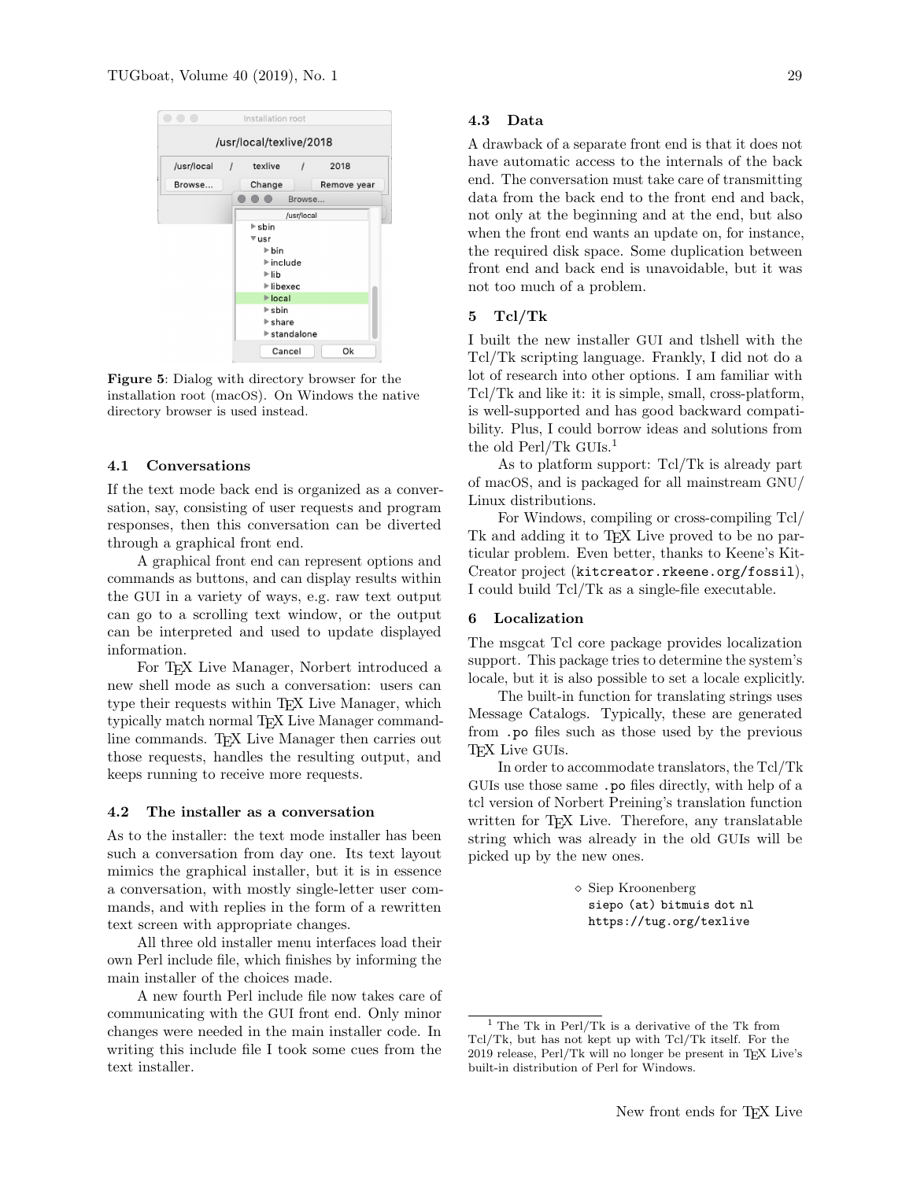Figure 5: Dialog with directory browser for the installation root (macOS). On Windows the native directory browser is used instead.

### 4.1 Conversations

If the text mode back end is organized as a conversation, say, consisting of user requests and program responses, then this conversation can be diverted through a graphical front end.

A graphical front end can represent options and commands as buttons, and can display results within the GUI in a variety of ways, e.g. raw text output can go to a scrolling text window, or the output can be interpreted and used to update displayed information.

For TEX Live Manager, Norbert introduced a new shell mode as such a conversation: users can type their requests within TEX Live Manager, which typically match normal TEX Live Manager commandline commands. TEX Live Manager then carries out those requests, handles the resulting output, and keeps running to receive more requests.

### 4.2 The installer as a conversation

As to the installer: the text mode installer has been such a conversation from day one. Its text layout mimics the graphical installer, but it is in essence a conversation, with mostly single-letter user commands, and with replies in the form of a rewritten text screen with appropriate changes.

All three old installer menu interfaces load their own Perl include file, which finishes by informing the main installer of the choices made.

A new fourth Perl include file now takes care of communicating with the GUI front end. Only minor changes were needed in the main installer code. In writing this include file I took some cues from the text installer.

### 4.3 Data

A drawback of a separate front end is that it does not have automatic access to the internals of the back end. The conversation must take care of transmitting data from the back end to the front end and back, not only at the beginning and at the end, but also when the front end wants an update on, for instance, the required disk space. Some duplication between front end and back end is unavoidable, but it was not too much of a problem.

## 5 Tcl/Tk

I built the new installer GUI and tlshell with the Tcl/Tk scripting language. Frankly, I did not do a lot of research into other options. I am familiar with Tcl/Tk and like it: it is simple, small, cross-platform, is well-supported and has good backward compatibility. Plus, I could borrow ideas and solutions from the old Perl/Tk GUIs.[1]

As to platform support: Tcl/Tk is already part of macOS, and is packaged for all mainstream GNU/Linux distributions.

For Windows, compiling or cross-compiling Tcl/Tk and adding it to TEX Live proved to be no particular problem. Even better, thanks to Keene's KitCreator project (`kitcreator.rkeene.org/fossil`), I could build Tcl/Tk as a single-file executable.

## 6 Localization

The msgcat Tcl core package provides localization support. This package tries to determine the system's locale, but it is also possible to set a locale explicitly.

The built-in function for translating strings uses Message Catalogs. Typically, these are generated from `.po` files such as those used by the previous TEX Live GUIs.

In order to accommodate translators, the Tcl/Tk GUIs use those same `.po` files directly, with help of a tcl version of Norbert Preining's translation function written for TEX Live. Therefore, any translatable string which was already in the old GUIs will be picked up by the new ones.

◇ Siep Kroonenberg
`siepo (at) bitmuis dot nl`
`https://tug.org/texlive`

---

[1] The Tk in Perl/Tk is a derivative of the Tk from Tcl/Tk, but has not kept up with Tcl/Tk itself. For the 2019 release, Perl/Tk will no longer be present in TEX Live's built-in distribution of Perl for Windows.